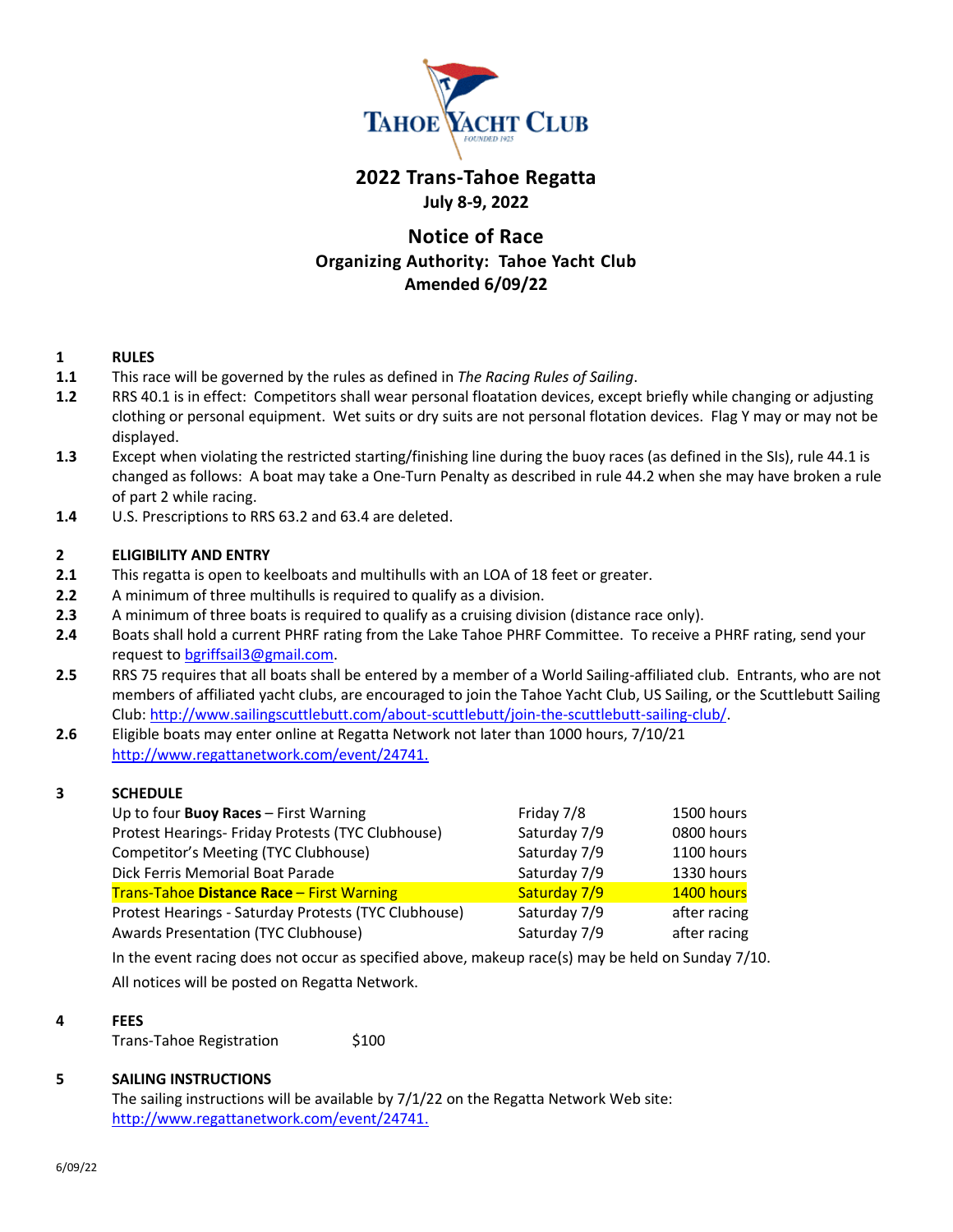TAHOE YACHT CLUB
FOUNDED 1925

# 2022 Trans-Tahoe Regatta

**July 8-9, 2022**

## Notice of Race

**Organizing Authority: Tahoe Yacht Club**

**Amended 6/09/22**

### 1 RULES

**1.1** This race will be governed by the rules as defined in *The Racing Rules of Sailing*.

**1.2** RRS 40.1 is in effect: Competitors shall wear personal floatation devices, except briefly while changing or adjusting clothing or personal equipment. Wet suits or dry suits are not personal flotation devices. Flag Y may or may not be displayed.

**1.3** Except when violating the restricted starting/finishing line during the buoy races (as defined in the SIs), rule 44.1 is changed as follows: A boat may take a One-Turn Penalty as described in rule 44.2 when she may have broken a rule of part 2 while racing.

**1.4** U.S. Prescriptions to RRS 63.2 and 63.4 are deleted.

### 2 ELIGIBILITY AND ENTRY

**2.1** This regatta is open to keelboats and multihulls with an LOA of 18 feet or greater.

**2.2** A minimum of three multihulls is required to qualify as a division.

**2.3** A minimum of three boats is required to qualify as a cruising division (distance race only).

**2.4** Boats shall hold a current PHRF rating from the Lake Tahoe PHRF Committee. To receive a PHRF rating, send your request to bgriffsail3@gmail.com.

**2.5** RRS 75 requires that all boats shall be entered by a member of a World Sailing-affiliated club. Entrants, who are not members of affiliated yacht clubs, are encouraged to join the Tahoe Yacht Club, US Sailing, or the Scuttlebutt Sailing Club: http://www.sailingscuttlebutt.com/about-scuttlebutt/join-the-scuttlebutt-sailing-club/.

**2.6** Eligible boats may enter online at Regatta Network not later than 1000 hours, 7/10/21 http://www.regattanetwork.com/event/24741.

### 3 SCHEDULE

| Event | Day | Time |
|---|---|---|
| Up to four **Buoy Races** – First Warning | Friday 7/8 | 1500 hours |
| Protest Hearings- Friday Protests (TYC Clubhouse) | Saturday 7/9 | 0800 hours |
| Competitor's Meeting (TYC Clubhouse) | Saturday 7/9 | 1100 hours |
| Dick Ferris Memorial Boat Parade | Saturday 7/9 | 1330 hours |
| Trans-Tahoe **Distance Race** – First Warning | Saturday 7/9 | 1400 hours |
| Protest Hearings - Saturday Protests (TYC Clubhouse) | Saturday 7/9 | after racing |
| Awards Presentation (TYC Clubhouse) | Saturday 7/9 | after racing |

In the event racing does not occur as specified above, makeup race(s) may be held on Sunday 7/10.

All notices will be posted on Regatta Network.

### 4 FEES

Trans-Tahoe Registration $100

### 5 SAILING INSTRUCTIONS

The sailing instructions will be available by 7/1/22 on the Regatta Network Web site: http://www.regattanetwork.com/event/24741.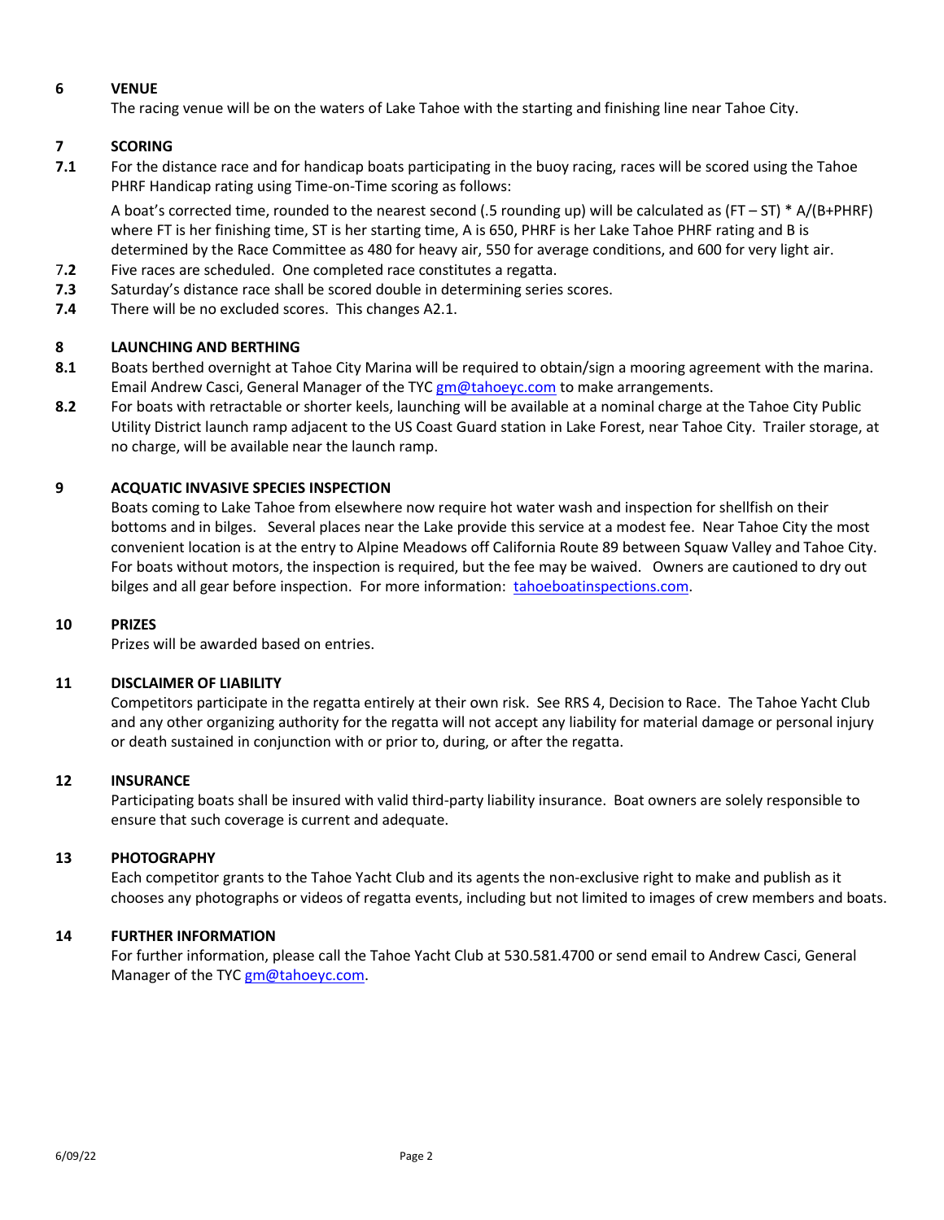## 6 VENUE

The racing venue will be on the waters of Lake Tahoe with the starting and finishing line near Tahoe City.

## 7 SCORING

**7.1** For the distance race and for handicap boats participating in the buoy racing, races will be scored using the Tahoe PHRF Handicap rating using Time-on-Time scoring as follows:

A boat's corrected time, rounded to the nearest second (.5 rounding up) will be calculated as $(FT - ST) * A/(B+PHRF)$ where FT is her finishing time, ST is her starting time, A is 650, PHRF is her Lake Tahoe PHRF rating and B is determined by the Race Committee as 480 for heavy air, 550 for average conditions, and 600 for very light air.

**7.2** Five races are scheduled. One completed race constitutes a regatta.

**7.3** Saturday's distance race shall be scored double in determining series scores.

**7.4** There will be no excluded scores. This changes A2.1.

## 8 LAUNCHING AND BERTHING

**8.1** Boats berthed overnight at Tahoe City Marina will be required to obtain/sign a mooring agreement with the marina. Email Andrew Casci, General Manager of the TYC gm@tahoeyc.com to make arrangements.

**8.2** For boats with retractable or shorter keels, launching will be available at a nominal charge at the Tahoe City Public Utility District launch ramp adjacent to the US Coast Guard station in Lake Forest, near Tahoe City. Trailer storage, at no charge, will be available near the launch ramp.

## 9 ACQUATIC INVASIVE SPECIES INSPECTION

Boats coming to Lake Tahoe from elsewhere now require hot water wash and inspection for shellfish on their bottoms and in bilges. Several places near the Lake provide this service at a modest fee. Near Tahoe City the most convenient location is at the entry to Alpine Meadows off California Route 89 between Squaw Valley and Tahoe City. For boats without motors, the inspection is required, but the fee may be waived. Owners are cautioned to dry out bilges and all gear before inspection. For more information: tahoeboatinspections.com.

## 10 PRIZES

Prizes will be awarded based on entries.

## 11 DISCLAIMER OF LIABILITY

Competitors participate in the regatta entirely at their own risk. See RRS 4, Decision to Race. The Tahoe Yacht Club and any other organizing authority for the regatta will not accept any liability for material damage or personal injury or death sustained in conjunction with or prior to, during, or after the regatta.

## 12 INSURANCE

Participating boats shall be insured with valid third-party liability insurance. Boat owners are solely responsible to ensure that such coverage is current and adequate.

## 13 PHOTOGRAPHY

Each competitor grants to the Tahoe Yacht Club and its agents the non-exclusive right to make and publish as it chooses any photographs or videos of regatta events, including but not limited to images of crew members and boats.

## 14 FURTHER INFORMATION

For further information, please call the Tahoe Yacht Club at 530.581.4700 or send email to Andrew Casci, General Manager of the TYC gm@tahoeyc.com.

6/09/22